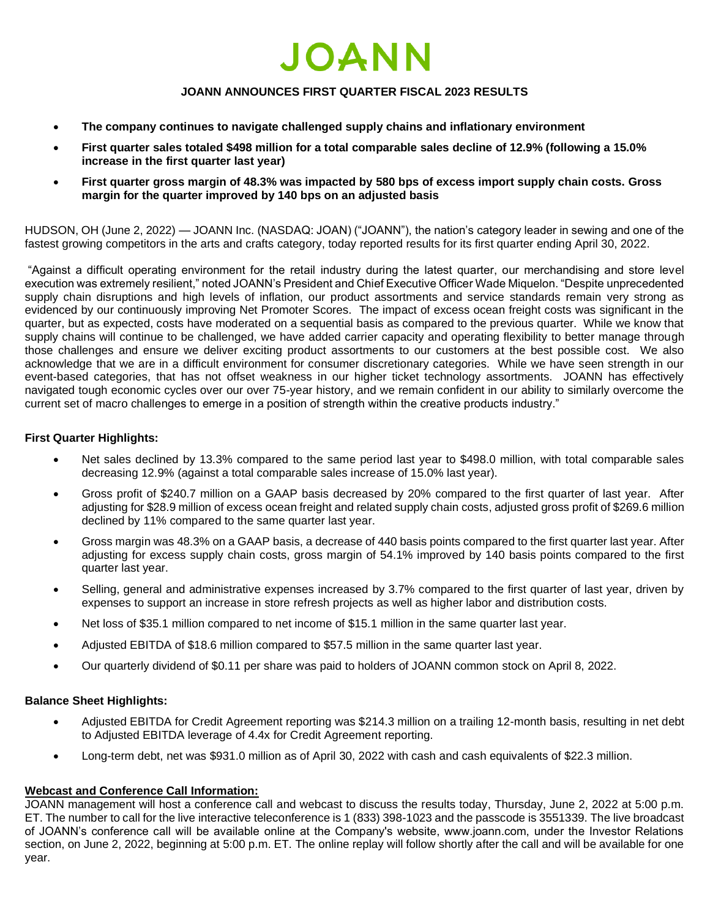# JOANN

## JOANN ANNOUNCES FIRST QUARTER FISCAL 2023 RESULTS

- **The company continues to navigate challenged supply chains and inflationary environment**
- **First quarter sales totaled $498 million for a total comparable sales decline of 12.9% (following a 15.0% increase in the first quarter last year)**
- **First quarter gross margin of 48.3% was impacted by 580 bps of excess import supply chain costs. Gross margin for the quarter improved by 140 bps on an adjusted basis**

HUDSON, OH (June 2, 2022) — JOANN Inc. (NASDAQ: JOAN) ("JOANN"), the nation's category leader in sewing and one of the fastest growing competitors in the arts and crafts category, today reported results for its first quarter ending April 30, 2022.

"Against a difficult operating environment for the retail industry during the latest quarter, our merchandising and store level execution was extremely resilient," noted JOANN's President and Chief Executive Officer Wade Miquelon. "Despite unprecedented supply chain disruptions and high levels of inflation, our product assortments and service standards remain very strong as evidenced by our continuously improving Net Promoter Scores. The impact of excess ocean freight costs was significant in the quarter, but as expected, costs have moderated on a sequential basis as compared to the previous quarter. While we know that supply chains will continue to be challenged, we have added carrier capacity and operating flexibility to better manage through those challenges and ensure we deliver exciting product assortments to our customers at the best possible cost. We also acknowledge that we are in a difficult environment for consumer discretionary categories. While we have seen strength in our event-based categories, that has not offset weakness in our higher ticket technology assortments. JOANN has effectively navigated tough economic cycles over our over 75-year history, and we remain confident in our ability to similarly overcome the current set of macro challenges to emerge in a position of strength within the creative products industry."

### First Quarter Highlights:

- Net sales declined by 13.3% compared to the same period last year to $498.0 million, with total comparable sales decreasing 12.9% (against a total comparable sales increase of 15.0% last year).
- Gross profit of $240.7 million on a GAAP basis decreased by 20% compared to the first quarter of last year. After adjusting for $28.9 million of excess ocean freight and related supply chain costs, adjusted gross profit of $269.6 million declined by 11% compared to the same quarter last year.
- Gross margin was 48.3% on a GAAP basis, a decrease of 440 basis points compared to the first quarter last year. After adjusting for excess supply chain costs, gross margin of 54.1% improved by 140 basis points compared to the first quarter last year.
- Selling, general and administrative expenses increased by 3.7% compared to the first quarter of last year, driven by expenses to support an increase in store refresh projects as well as higher labor and distribution costs.
- Net loss of $35.1 million compared to net income of $15.1 million in the same quarter last year.
- Adjusted EBITDA of $18.6 million compared to $57.5 million in the same quarter last year.
- Our quarterly dividend of $0.11 per share was paid to holders of JOANN common stock on April 8, 2022.

### Balance Sheet Highlights:

- Adjusted EBITDA for Credit Agreement reporting was $214.3 million on a trailing 12-month basis, resulting in net debt to Adjusted EBITDA leverage of 4.4x for Credit Agreement reporting.
- Long-term debt, net was $931.0 million as of April 30, 2022 with cash and cash equivalents of $22.3 million.

### Webcast and Conference Call Information:

JOANN management will host a conference call and webcast to discuss the results today, Thursday, June 2, 2022 at 5:00 p.m. ET. The number to call for the live interactive teleconference is 1 (833) 398-1023 and the passcode is 3551339. The live broadcast of JOANN's conference call will be available online at the Company's website, www.joann.com, under the Investor Relations section, on June 2, 2022, beginning at 5:00 p.m. ET. The online replay will follow shortly after the call and will be available for one year.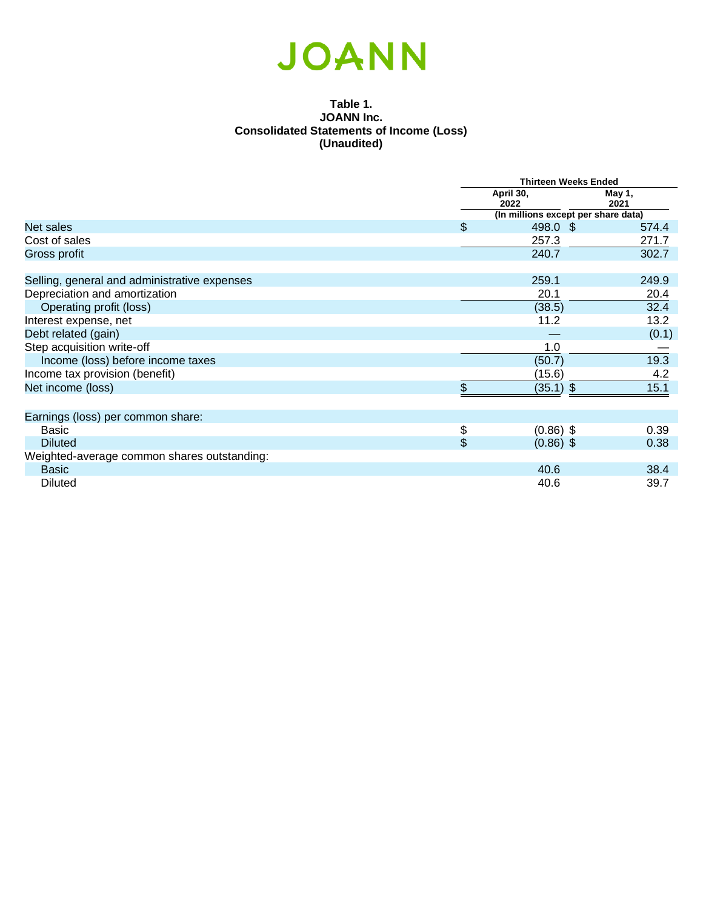JOANN

**Table 1.**
**JOANN Inc.**
**Consolidated Statements of Income (Loss)**
**(Unaudited)**

| | Thirteen Weeks Ended | |
|---|---|---|
| | April 30, 2022 | May 1, 2021 |
| | (In millions except per share data) | |
| Net sales | $ 498.0 | $ 574.4 |
| Cost of sales | 257.3 | 271.7 |
| Gross profit | 240.7 | 302.7 |
| | | |
| Selling, general and administrative expenses | 259.1 | 249.9 |
| Depreciation and amortization | 20.1 | 20.4 |
| Operating profit (loss) | (38.5) | 32.4 |
| Interest expense, net | 11.2 | 13.2 |
| Debt related (gain) | — | (0.1) |
| Step acquisition write-off | 1.0 | — |
| Income (loss) before income taxes | (50.7) | 19.3 |
| Income tax provision (benefit) | (15.6) | 4.2 |
| Net income (loss) | $ (35.1) | $ 15.1 |
| | | |
| Earnings (loss) per common share: | | |
| Basic | $ (0.86) | $ 0.39 |
| Diluted | $ (0.86) | $ 0.38 |
| Weighted-average common shares outstanding: | | |
| Basic | 40.6 | 38.4 |
| Diluted | 40.6 | 39.7 |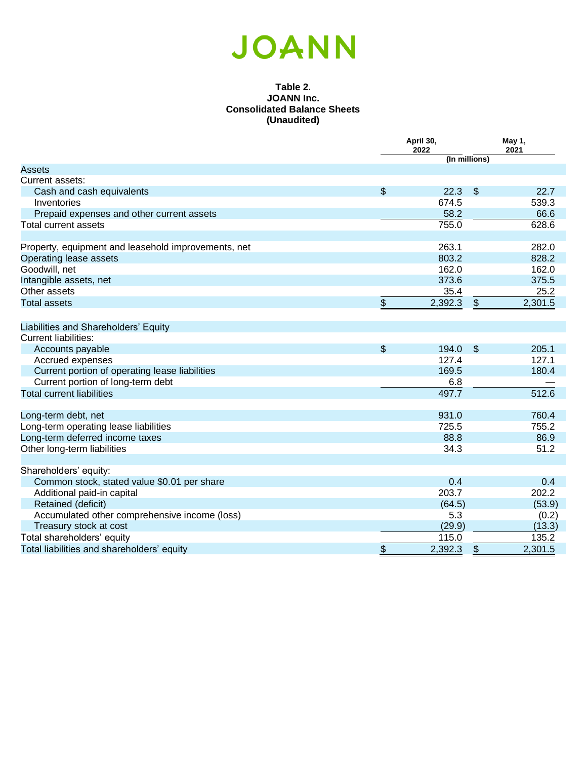JOANN

**Table 2.**
**JOANN Inc.**
**Consolidated Balance Sheets**
**(Unaudited)**

| | April 30, 2022 | May 1, 2021 |
|---|---|---|
| | (In millions) | |
| Assets | | |
| Current assets: | | |
| Cash and cash equivalents | $ 22.3 | $ 22.7 |
| Inventories | 674.5 | 539.3 |
| Prepaid expenses and other current assets | 58.2 | 66.6 |
| Total current assets | 755.0 | 628.6 |
| | | |
| Property, equipment and leasehold improvements, net | 263.1 | 282.0 |
| Operating lease assets | 803.2 | 828.2 |
| Goodwill, net | 162.0 | 162.0 |
| Intangible assets, net | 373.6 | 375.5 |
| Other assets | 35.4 | 25.2 |
| Total assets | $ 2,392.3 | $ 2,301.5 |
| | | |
| Liabilities and Shareholders' Equity | | |
| Current liabilities: | | |
| Accounts payable | $ 194.0 | $ 205.1 |
| Accrued expenses | 127.4 | 127.1 |
| Current portion of operating lease liabilities | 169.5 | 180.4 |
| Current portion of long-term debt | 6.8 | — |
| Total current liabilities | 497.7 | 512.6 |
| | | |
| Long-term debt, net | 931.0 | 760.4 |
| Long-term operating lease liabilities | 725.5 | 755.2 |
| Long-term deferred income taxes | 88.8 | 86.9 |
| Other long-term liabilities | 34.3 | 51.2 |
| | | |
| Shareholders' equity: | | |
| Common stock, stated value $0.01 per share | 0.4 | 0.4 |
| Additional paid-in capital | 203.7 | 202.2 |
| Retained (deficit) | (64.5) | (53.9) |
| Accumulated other comprehensive income (loss) | 5.3 | (0.2) |
| Treasury stock at cost | (29.9) | (13.3) |
| Total shareholders' equity | 115.0 | 135.2 |
| Total liabilities and shareholders' equity | $ 2,392.3 | $ 2,301.5 |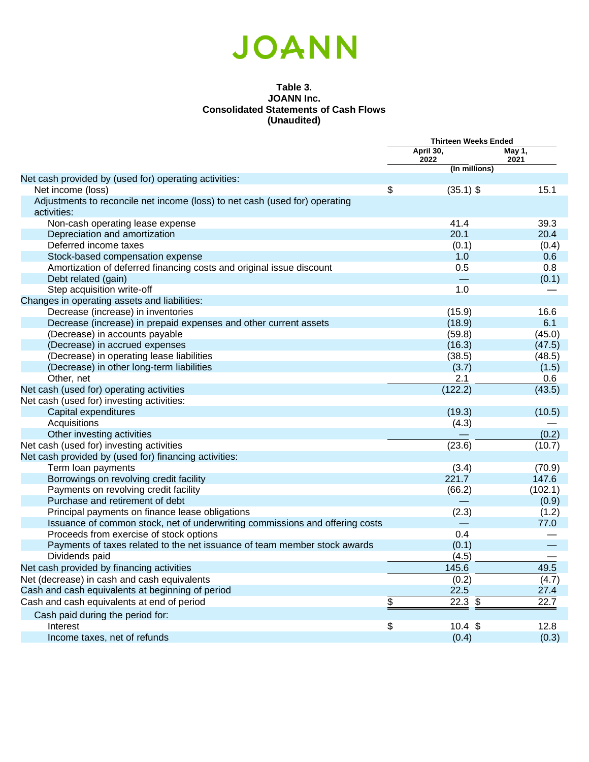# JOANN

**Table 3.**
**JOANN Inc.**
**Consolidated Statements of Cash Flows**
**(Unaudited)**

| | Thirteen Weeks Ended | |
|---|---|---|
| | April 30, 2022 | May 1, 2021 |
| | (In millions) | |
| Net cash provided by (used for) operating activities: | | |
| Net income (loss) | $ (35.1) | $ 15.1 |
| Adjustments to reconcile net income (loss) to net cash (used for) operating activities: | | |
| Non-cash operating lease expense | 41.4 | 39.3 |
| Depreciation and amortization | 20.1 | 20.4 |
| Deferred income taxes | (0.1) | (0.4) |
| Stock-based compensation expense | 1.0 | 0.6 |
| Amortization of deferred financing costs and original issue discount | 0.5 | 0.8 |
| Debt related (gain) | — | (0.1) |
| Step acquisition write-off | 1.0 | — |
| Changes in operating assets and liabilities: | | |
| Decrease (increase) in inventories | (15.9) | 16.6 |
| Decrease (increase) in prepaid expenses and other current assets | (18.9) | 6.1 |
| (Decrease) in accounts payable | (59.8) | (45.0) |
| (Decrease) in accrued expenses | (16.3) | (47.5) |
| (Decrease) in operating lease liabilities | (38.5) | (48.5) |
| (Decrease) in other long-term liabilities | (3.7) | (1.5) |
| Other, net | 2.1 | 0.6 |
| Net cash (used for) operating activities | (122.2) | (43.5) |
| Net cash (used for) investing activities: | | |
| Capital expenditures | (19.3) | (10.5) |
| Acquisitions | (4.3) | — |
| Other investing activities | — | (0.2) |
| Net cash (used for) investing activities | (23.6) | (10.7) |
| Net cash provided by (used for) financing activities: | | |
| Term loan payments | (3.4) | (70.9) |
| Borrowings on revolving credit facility | 221.7 | 147.6 |
| Payments on revolving credit facility | (66.2) | (102.1) |
| Purchase and retirement of debt | — | (0.9) |
| Principal payments on finance lease obligations | (2.3) | (1.2) |
| Issuance of common stock, net of underwriting commissions and offering costs | — | 77.0 |
| Proceeds from exercise of stock options | 0.4 | — |
| Payments of taxes related to the net issuance of team member stock awards | (0.1) | — |
| Dividends paid | (4.5) | — |
| Net cash provided by financing activities | 145.6 | 49.5 |
| Net (decrease) in cash and cash equivalents | (0.2) | (4.7) |
| Cash and cash equivalents at beginning of period | 22.5 | 27.4 |
| Cash and cash equivalents at end of period | $ 22.3 | $ 22.7 |
| Cash paid during the period for: | | |
| Interest | $ 10.4 | $ 12.8 |
| Income taxes, net of refunds | (0.4) | (0.3) |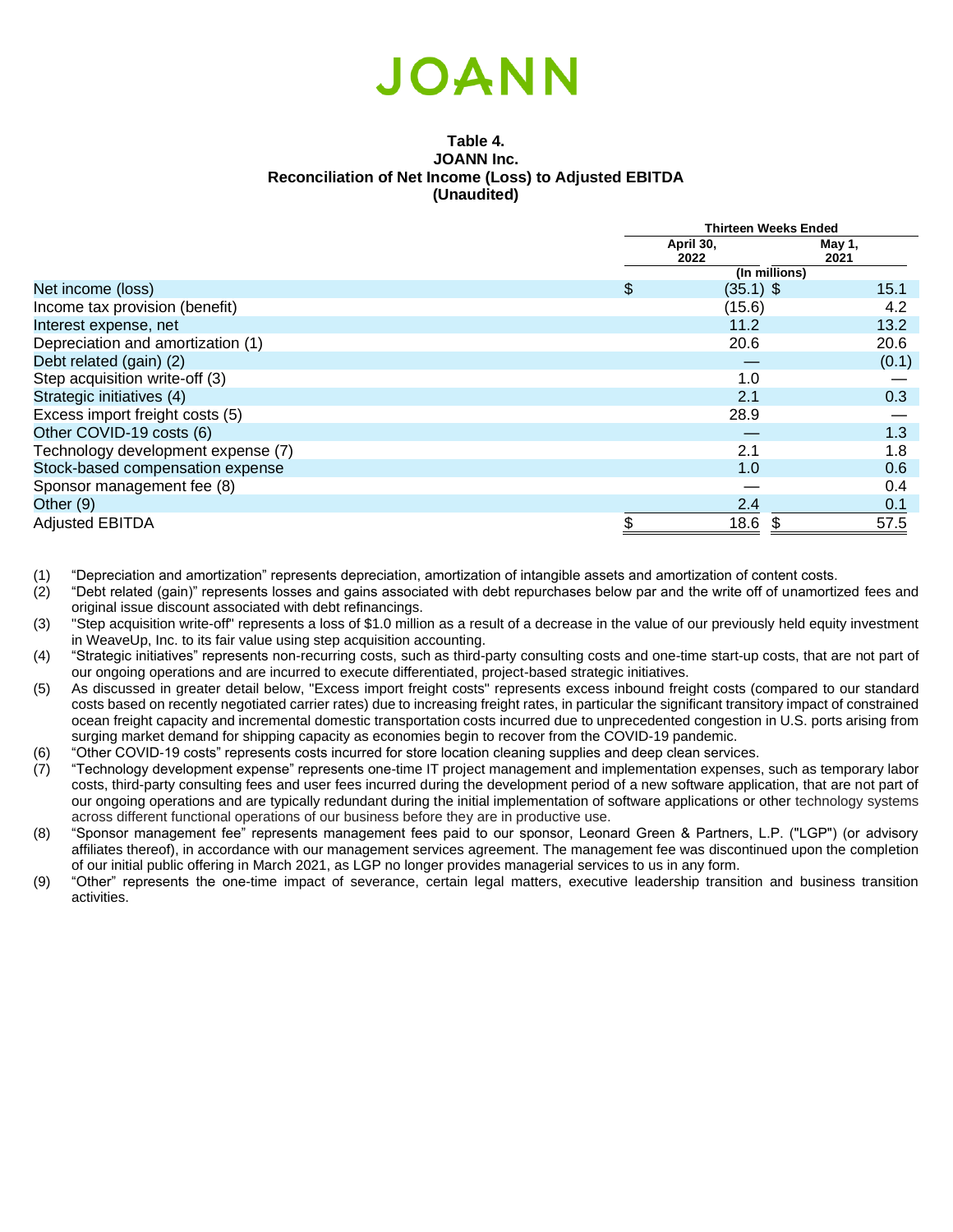JOANN

**Table 4.**
**JOANN Inc.**
**Reconciliation of Net Income (Loss) to Adjusted EBITDA**
**(Unaudited)**

| | Thirteen Weeks Ended | |
|---|---|---|
| | April 30, 2022 | May 1, 2021 |
| | (In millions) | |
| Net income (loss) | $ (35.1) | $ 15.1 |
| Income tax provision (benefit) | (15.6) | 4.2 |
| Interest expense, net | 11.2 | 13.2 |
| Depreciation and amortization (1) | 20.6 | 20.6 |
| Debt related (gain) (2) | — | (0.1) |
| Step acquisition write-off (3) | 1.0 | — |
| Strategic initiatives (4) | 2.1 | 0.3 |
| Excess import freight costs (5) | 28.9 | — |
| Other COVID-19 costs (6) | — | 1.3 |
| Technology development expense (7) | 2.1 | 1.8 |
| Stock-based compensation expense | 1.0 | 0.6 |
| Sponsor management fee (8) | — | 0.4 |
| Other (9) | 2.4 | 0.1 |
| Adjusted EBITDA | $ 18.6 | $ 57.5 |

(1) "Depreciation and amortization" represents depreciation, amortization of intangible assets and amortization of content costs.

(2) "Debt related (gain)" represents losses and gains associated with debt repurchases below par and the write off of unamortized fees and original issue discount associated with debt refinancings.

(3) "Step acquisition write-off" represents a loss of $1.0 million as a result of a decrease in the value of our previously held equity investment in WeaveUp, Inc. to its fair value using step acquisition accounting.

(4) "Strategic initiatives" represents non-recurring costs, such as third-party consulting costs and one-time start-up costs, that are not part of our ongoing operations and are incurred to execute differentiated, project-based strategic initiatives.

(5) As discussed in greater detail below, "Excess import freight costs" represents excess inbound freight costs (compared to our standard costs based on recently negotiated carrier rates) due to increasing freight rates, in particular the significant transitory impact of constrained ocean freight capacity and incremental domestic transportation costs incurred due to unprecedented congestion in U.S. ports arising from surging market demand for shipping capacity as economies begin to recover from the COVID-19 pandemic.

(6) "Other COVID-19 costs" represents costs incurred for store location cleaning supplies and deep clean services.

(7) "Technology development expense" represents one-time IT project management and implementation expenses, such as temporary labor costs, third-party consulting fees and user fees incurred during the development period of a new software application, that are not part of our ongoing operations and are typically redundant during the initial implementation of software applications or other technology systems across different functional operations of our business before they are in productive use.

(8) "Sponsor management fee" represents management fees paid to our sponsor, Leonard Green & Partners, L.P. ("LGP") (or advisory affiliates thereof), in accordance with our management services agreement. The management fee was discontinued upon the completion of our initial public offering in March 2021, as LGP no longer provides managerial services to us in any form.

(9) "Other" represents the one-time impact of severance, certain legal matters, executive leadership transition and business transition activities.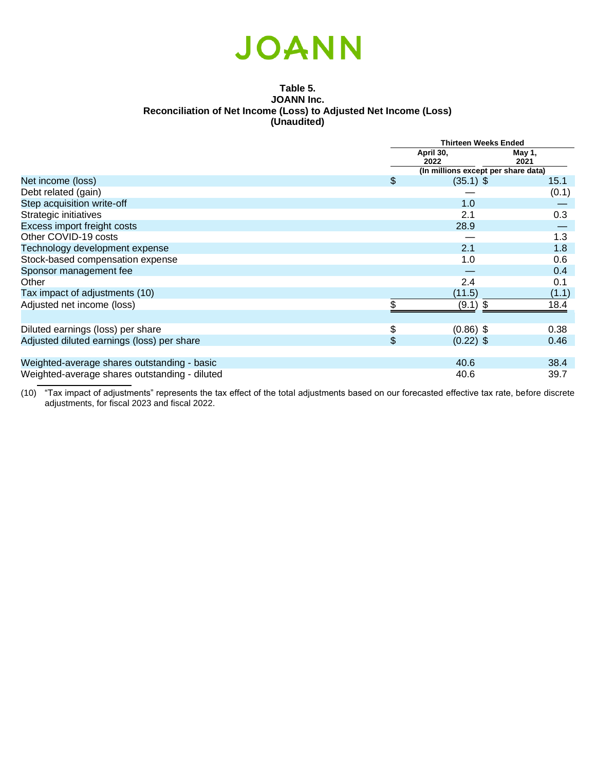JOANN

**Table 5.**
**JOANN Inc.**
**Reconciliation of Net Income (Loss) to Adjusted Net Income (Loss)**
**(Unaudited)**

| | Thirteen Weeks Ended | |
|---|---|---|
| | April 30, 2022 | May 1, 2021 |
| | (In millions except per share data) | |
| Net income (loss) | $ (35.1) | $ 15.1 |
| Debt related (gain) | — | (0.1) |
| Step acquisition write-off | 1.0 | — |
| Strategic initiatives | 2.1 | 0.3 |
| Excess import freight costs | 28.9 | — |
| Other COVID-19 costs | — | 1.3 |
| Technology development expense | 2.1 | 1.8 |
| Stock-based compensation expense | 1.0 | 0.6 |
| Sponsor management fee | — | 0.4 |
| Other | 2.4 | 0.1 |
| Tax impact of adjustments (10) | (11.5) | (1.1) |
| Adjusted net income (loss) | $ (9.1) | $ 18.4 |
| | | |
| Diluted earnings (loss) per share | $ (0.86) | $ 0.38 |
| Adjusted diluted earnings (loss) per share | $ (0.22) | $ 0.46 |
| | | |
| Weighted-average shares outstanding - basic | 40.6 | 38.4 |
| Weighted-average shares outstanding - diluted | 40.6 | 39.7 |

(10) "Tax impact of adjustments" represents the tax effect of the total adjustments based on our forecasted effective tax rate, before discrete adjustments, for fiscal 2023 and fiscal 2022.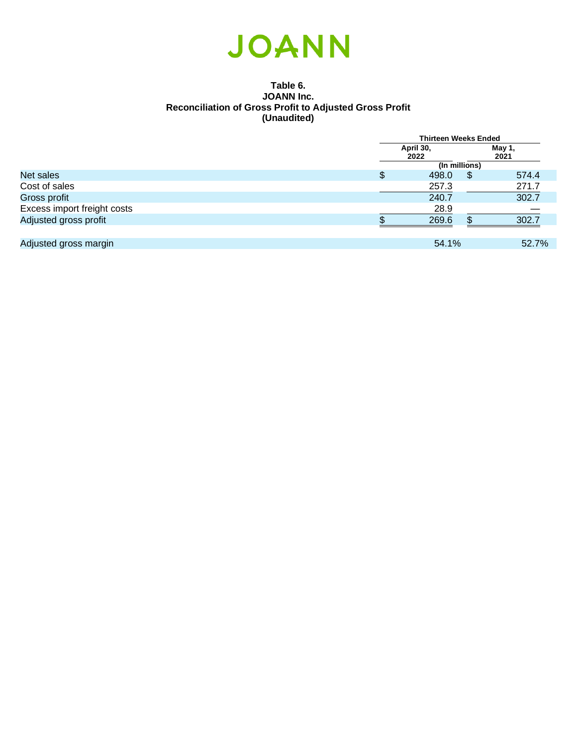JOANN

**Table 6.**
**JOANN Inc.**
**Reconciliation of Gross Profit to Adjusted Gross Profit**
**(Unaudited)**

| | Thirteen Weeks Ended | |
|---|---|---|
| | April 30, 2022 | May 1, 2021 |
| | (In millions) | |
| Net sales | $ 498.0 | $ 574.4 |
| Cost of sales | 257.3 | 271.7 |
| Gross profit | 240.7 | 302.7 |
| Excess import freight costs | 28.9 | — |
| Adjusted gross profit | $ 269.6 | $ 302.7 |
| | | |
| Adjusted gross margin | 54.1% | 52.7% |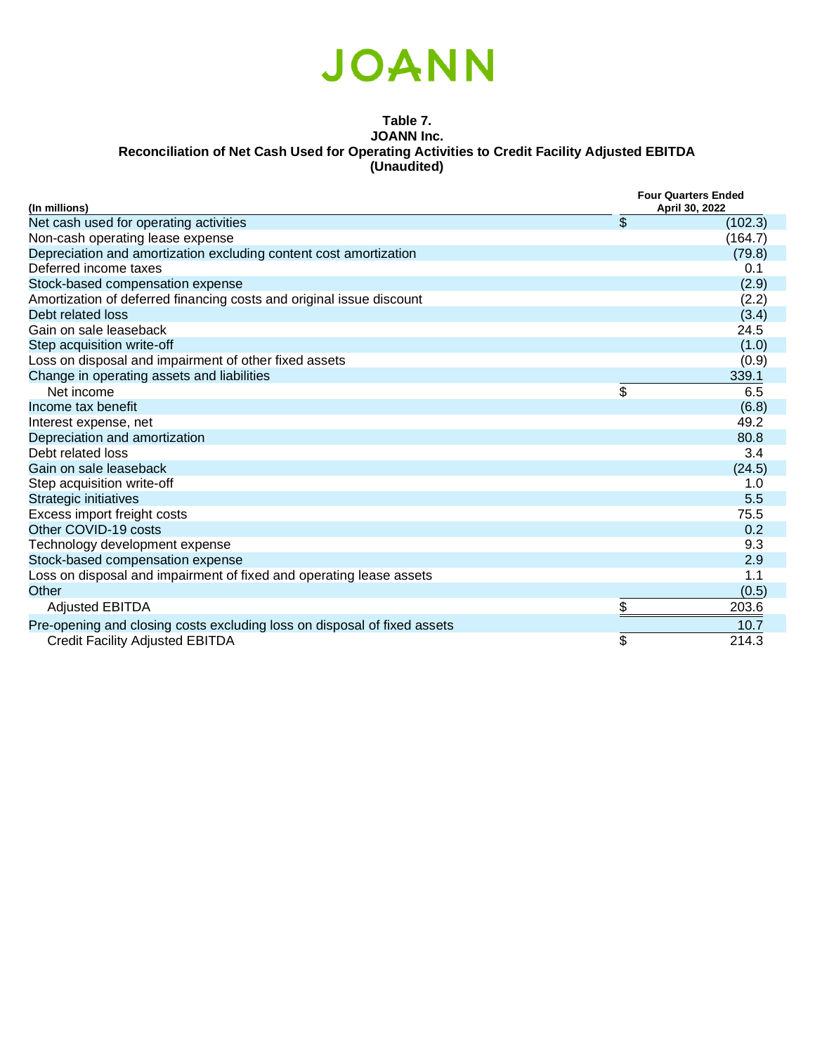JOANN

**Table 7.**
**JOANN Inc.**
**Reconciliation of Net Cash Used for Operating Activities to Credit Facility Adjusted EBITDA**
**(Unaudited)**

| (In millions) | Four Quarters Ended April 30, 2022 |
|---|---|
| Net cash used for operating activities | $ (102.3) |
| Non-cash operating lease expense | (164.7) |
| Depreciation and amortization excluding content cost amortization | (79.8) |
| Deferred income taxes | 0.1 |
| Stock-based compensation expense | (2.9) |
| Amortization of deferred financing costs and original issue discount | (2.2) |
| Debt related loss | (3.4) |
| Gain on sale leaseback | 24.5 |
| Step acquisition write-off | (1.0) |
| Loss on disposal and impairment of other fixed assets | (0.9) |
| Change in operating assets and liabilities | 339.1 |
| Net income | $ 6.5 |
| Income tax benefit | (6.8) |
| Interest expense, net | 49.2 |
| Depreciation and amortization | 80.8 |
| Debt related loss | 3.4 |
| Gain on sale leaseback | (24.5) |
| Step acquisition write-off | 1.0 |
| Strategic initiatives | 5.5 |
| Excess import freight costs | 75.5 |
| Other COVID-19 costs | 0.2 |
| Technology development expense | 9.3 |
| Stock-based compensation expense | 2.9 |
| Loss on disposal and impairment of fixed and operating lease assets | 1.1 |
| Other | (0.5) |
| Adjusted EBITDA | $ 203.6 |
| Pre-opening and closing costs excluding loss on disposal of fixed assets | 10.7 |
| Credit Facility Adjusted EBITDA | $ 214.3 |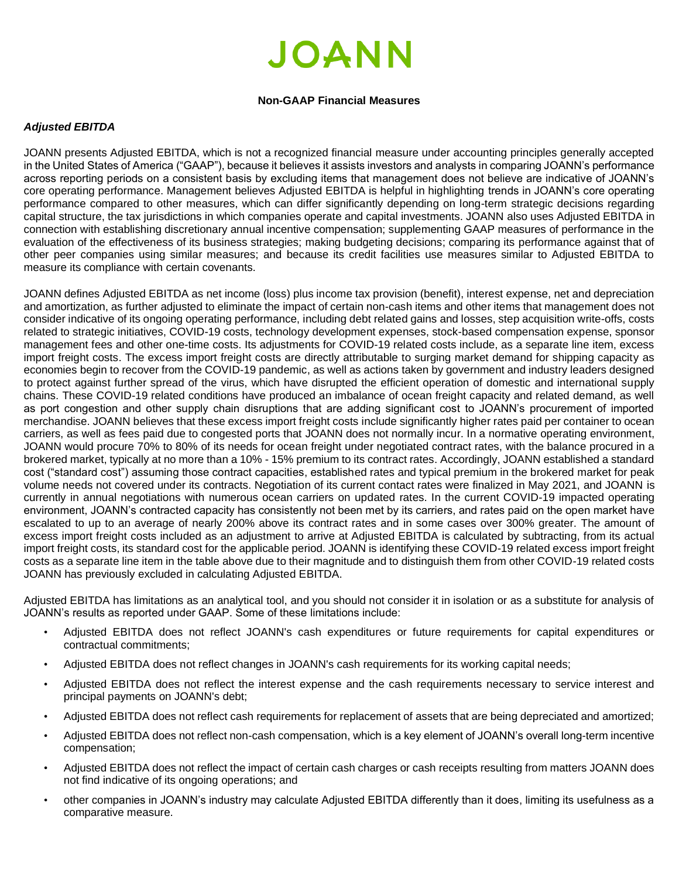# JOANN

**Non-GAAP Financial Measures**

***Adjusted EBITDA***

JOANN presents Adjusted EBITDA, which is not a recognized financial measure under accounting principles generally accepted in the United States of America ("GAAP"), because it believes it assists investors and analysts in comparing JOANN's performance across reporting periods on a consistent basis by excluding items that management does not believe are indicative of JOANN's core operating performance. Management believes Adjusted EBITDA is helpful in highlighting trends in JOANN's core operating performance compared to other measures, which can differ significantly depending on long-term strategic decisions regarding capital structure, the tax jurisdictions in which companies operate and capital investments. JOANN also uses Adjusted EBITDA in connection with establishing discretionary annual incentive compensation; supplementing GAAP measures of performance in the evaluation of the effectiveness of its business strategies; making budgeting decisions; comparing its performance against that of other peer companies using similar measures; and because its credit facilities use measures similar to Adjusted EBITDA to measure its compliance with certain covenants.

JOANN defines Adjusted EBITDA as net income (loss) plus income tax provision (benefit), interest expense, net and depreciation and amortization, as further adjusted to eliminate the impact of certain non-cash items and other items that management does not consider indicative of its ongoing operating performance, including debt related gains and losses, step acquisition write-offs, costs related to strategic initiatives, COVID-19 costs, technology development expenses, stock-based compensation expense, sponsor management fees and other one-time costs. Its adjustments for COVID-19 related costs include, as a separate line item, excess import freight costs. The excess import freight costs are directly attributable to surging market demand for shipping capacity as economies begin to recover from the COVID-19 pandemic, as well as actions taken by government and industry leaders designed to protect against further spread of the virus, which have disrupted the efficient operation of domestic and international supply chains. These COVID-19 related conditions have produced an imbalance of ocean freight capacity and related demand, as well as port congestion and other supply chain disruptions that are adding significant cost to JOANN's procurement of imported merchandise. JOANN believes that these excess import freight costs include significantly higher rates paid per container to ocean carriers, as well as fees paid due to congested ports that JOANN does not normally incur. In a normative operating environment, JOANN would procure 70% to 80% of its needs for ocean freight under negotiated contract rates, with the balance procured in a brokered market, typically at no more than a 10% - 15% premium to its contract rates. Accordingly, JOANN established a standard cost ("standard cost") assuming those contract capacities, established rates and typical premium in the brokered market for peak volume needs not covered under its contracts. Negotiation of its current contact rates were finalized in May 2021, and JOANN is currently in annual negotiations with numerous ocean carriers on updated rates. In the current COVID-19 impacted operating environment, JOANN's contracted capacity has consistently not been met by its carriers, and rates paid on the open market have escalated to up to an average of nearly 200% above its contract rates and in some cases over 300% greater. The amount of excess import freight costs included as an adjustment to arrive at Adjusted EBITDA is calculated by subtracting, from its actual import freight costs, its standard cost for the applicable period. JOANN is identifying these COVID-19 related excess import freight costs as a separate line item in the table above due to their magnitude and to distinguish them from other COVID-19 related costs JOANN has previously excluded in calculating Adjusted EBITDA.

Adjusted EBITDA has limitations as an analytical tool, and you should not consider it in isolation or as a substitute for analysis of JOANN's results as reported under GAAP. Some of these limitations include:

- Adjusted EBITDA does not reflect JOANN's cash expenditures or future requirements for capital expenditures or contractual commitments;
- Adjusted EBITDA does not reflect changes in JOANN's cash requirements for its working capital needs;
- Adjusted EBITDA does not reflect the interest expense and the cash requirements necessary to service interest and principal payments on JOANN's debt;
- Adjusted EBITDA does not reflect cash requirements for replacement of assets that are being depreciated and amortized;
- Adjusted EBITDA does not reflect non-cash compensation, which is a key element of JOANN's overall long-term incentive compensation;
- Adjusted EBITDA does not reflect the impact of certain cash charges or cash receipts resulting from matters JOANN does not find indicative of its ongoing operations; and
- other companies in JOANN's industry may calculate Adjusted EBITDA differently than it does, limiting its usefulness as a comparative measure.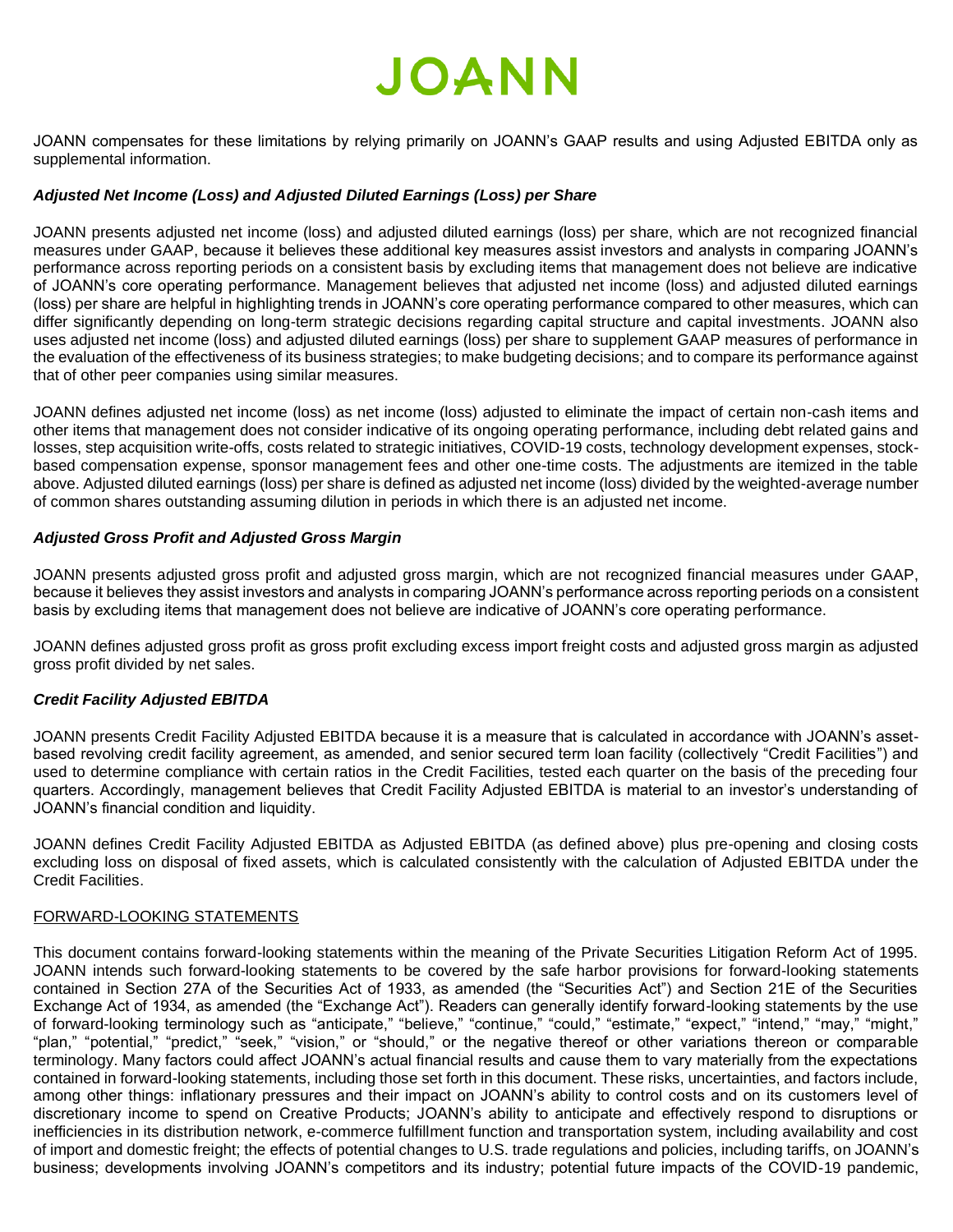JOANN compensates for these limitations by relying primarily on JOANN's GAAP results and using Adjusted EBITDA only as supplemental information.

### *Adjusted Net Income (Loss) and Adjusted Diluted Earnings (Loss) per Share*

JOANN presents adjusted net income (loss) and adjusted diluted earnings (loss) per share, which are not recognized financial measures under GAAP, because it believes these additional key measures assist investors and analysts in comparing JOANN's performance across reporting periods on a consistent basis by excluding items that management does not believe are indicative of JOANN's core operating performance. Management believes that adjusted net income (loss) and adjusted diluted earnings (loss) per share are helpful in highlighting trends in JOANN's core operating performance compared to other measures, which can differ significantly depending on long-term strategic decisions regarding capital structure and capital investments. JOANN also uses adjusted net income (loss) and adjusted diluted earnings (loss) per share to supplement GAAP measures of performance in the evaluation of the effectiveness of its business strategies; to make budgeting decisions; and to compare its performance against that of other peer companies using similar measures.

JOANN defines adjusted net income (loss) as net income (loss) adjusted to eliminate the impact of certain non-cash items and other items that management does not consider indicative of its ongoing operating performance, including debt related gains and losses, step acquisition write-offs, costs related to strategic initiatives, COVID-19 costs, technology development expenses, stock-based compensation expense, sponsor management fees and other one-time costs. The adjustments are itemized in the table above. Adjusted diluted earnings (loss) per share is defined as adjusted net income (loss) divided by the weighted-average number of common shares outstanding assuming dilution in periods in which there is an adjusted net income.

### *Adjusted Gross Profit and Adjusted Gross Margin*

JOANN presents adjusted gross profit and adjusted gross margin, which are not recognized financial measures under GAAP, because it believes they assist investors and analysts in comparing JOANN's performance across reporting periods on a consistent basis by excluding items that management does not believe are indicative of JOANN's core operating performance.

JOANN defines adjusted gross profit as gross profit excluding excess import freight costs and adjusted gross margin as adjusted gross profit divided by net sales.

### *Credit Facility Adjusted EBITDA*

JOANN presents Credit Facility Adjusted EBITDA because it is a measure that is calculated in accordance with JOANN's asset-based revolving credit facility agreement, as amended, and senior secured term loan facility (collectively "Credit Facilities") and used to determine compliance with certain ratios in the Credit Facilities, tested each quarter on the basis of the preceding four quarters. Accordingly, management believes that Credit Facility Adjusted EBITDA is material to an investor's understanding of JOANN's financial condition and liquidity.

JOANN defines Credit Facility Adjusted EBITDA as Adjusted EBITDA (as defined above) plus pre-opening and closing costs excluding loss on disposal of fixed assets, which is calculated consistently with the calculation of Adjusted EBITDA under the Credit Facilities.

## FORWARD-LOOKING STATEMENTS

This document contains forward-looking statements within the meaning of the Private Securities Litigation Reform Act of 1995. JOANN intends such forward-looking statements to be covered by the safe harbor provisions for forward-looking statements contained in Section 27A of the Securities Act of 1933, as amended (the "Securities Act") and Section 21E of the Securities Exchange Act of 1934, as amended (the "Exchange Act"). Readers can generally identify forward-looking statements by the use of forward-looking terminology such as "anticipate," "believe," "continue," "could," "estimate," "expect," "intend," "may," "might," "plan," "potential," "predict," "seek," "vision," or "should," or the negative thereof or other variations thereon or comparable terminology. Many factors could affect JOANN's actual financial results and cause them to vary materially from the expectations contained in forward-looking statements, including those set forth in this document. These risks, uncertainties, and factors include, among other things: inflationary pressures and their impact on JOANN's ability to control costs and on its customers level of discretionary income to spend on Creative Products; JOANN's ability to anticipate and effectively respond to disruptions or inefficiencies in its distribution network, e-commerce fulfillment function and transportation system, including availability and cost of import and domestic freight; the effects of potential changes to U.S. trade regulations and policies, including tariffs, on JOANN's business; developments involving JOANN's competitors and its industry; potential future impacts of the COVID-19 pandemic,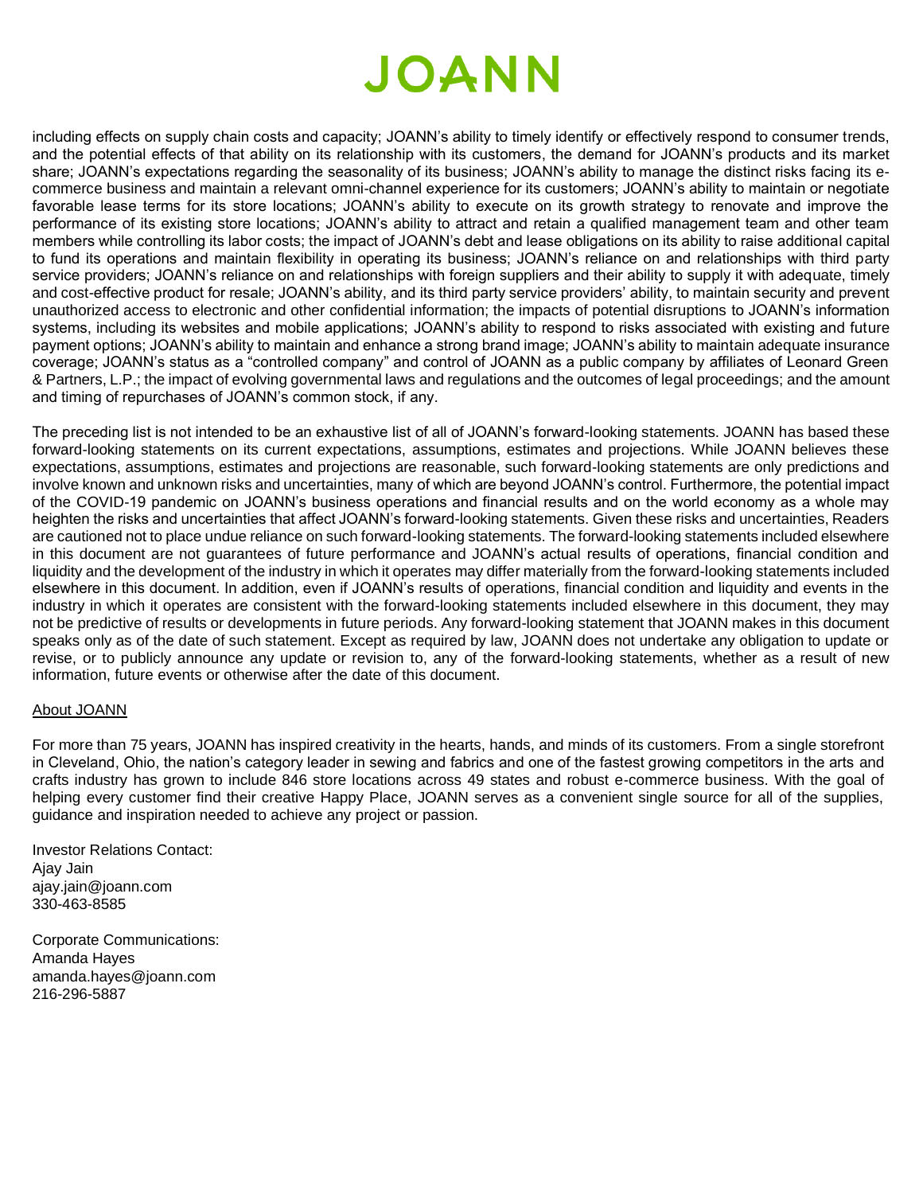including effects on supply chain costs and capacity; JOANN's ability to timely identify or effectively respond to consumer trends, and the potential effects of that ability on its relationship with its customers, the demand for JOANN's products and its market share; JOANN's expectations regarding the seasonality of its business; JOANN's ability to manage the distinct risks facing its e-commerce business and maintain a relevant omni-channel experience for its customers; JOANN's ability to maintain or negotiate favorable lease terms for its store locations; JOANN's ability to execute on its growth strategy to renovate and improve the performance of its existing store locations; JOANN's ability to attract and retain a qualified management team and other team members while controlling its labor costs; the impact of JOANN's debt and lease obligations on its ability to raise additional capital to fund its operations and maintain flexibility in operating its business; JOANN's reliance on and relationships with third party service providers; JOANN's reliance on and relationships with foreign suppliers and their ability to supply it with adequate, timely and cost-effective product for resale; JOANN's ability, and its third party service providers' ability, to maintain security and prevent unauthorized access to electronic and other confidential information; the impacts of potential disruptions to JOANN's information systems, including its websites and mobile applications; JOANN's ability to respond to risks associated with existing and future payment options; JOANN's ability to maintain and enhance a strong brand image; JOANN's ability to maintain adequate insurance coverage; JOANN's status as a "controlled company" and control of JOANN as a public company by affiliates of Leonard Green & Partners, L.P.; the impact of evolving governmental laws and regulations and the outcomes of legal proceedings; and the amount and timing of repurchases of JOANN's common stock, if any.

The preceding list is not intended to be an exhaustive list of all of JOANN's forward-looking statements. JOANN has based these forward-looking statements on its current expectations, assumptions, estimates and projections. While JOANN believes these expectations, assumptions, estimates and projections are reasonable, such forward-looking statements are only predictions and involve known and unknown risks and uncertainties, many of which are beyond JOANN's control. Furthermore, the potential impact of the COVID-19 pandemic on JOANN's business operations and financial results and on the world economy as a whole may heighten the risks and uncertainties that affect JOANN's forward-looking statements. Given these risks and uncertainties, Readers are cautioned not to place undue reliance on such forward-looking statements. The forward-looking statements included elsewhere in this document are not guarantees of future performance and JOANN's actual results of operations, financial condition and liquidity and the development of the industry in which it operates may differ materially from the forward-looking statements included elsewhere in this document. In addition, even if JOANN's results of operations, financial condition and liquidity and events in the industry in which it operates are consistent with the forward-looking statements included elsewhere in this document, they may not be predictive of results or developments in future periods. Any forward-looking statement that JOANN makes in this document speaks only as of the date of such statement. Except as required by law, JOANN does not undertake any obligation to update or revise, or to publicly announce any update or revision to, any of the forward-looking statements, whether as a result of new information, future events or otherwise after the date of this document.

## About JOANN

For more than 75 years, JOANN has inspired creativity in the hearts, hands, and minds of its customers. From a single storefront in Cleveland, Ohio, the nation's category leader in sewing and fabrics and one of the fastest growing competitors in the arts and crafts industry has grown to include 846 store locations across 49 states and robust e-commerce business. With the goal of helping every customer find their creative Happy Place, JOANN serves as a convenient single source for all of the supplies, guidance and inspiration needed to achieve any project or passion.

Investor Relations Contact:
Ajay Jain
ajay.jain@joann.com
330-463-8585

Corporate Communications:
Amanda Hayes
amanda.hayes@joann.com
216-296-5887